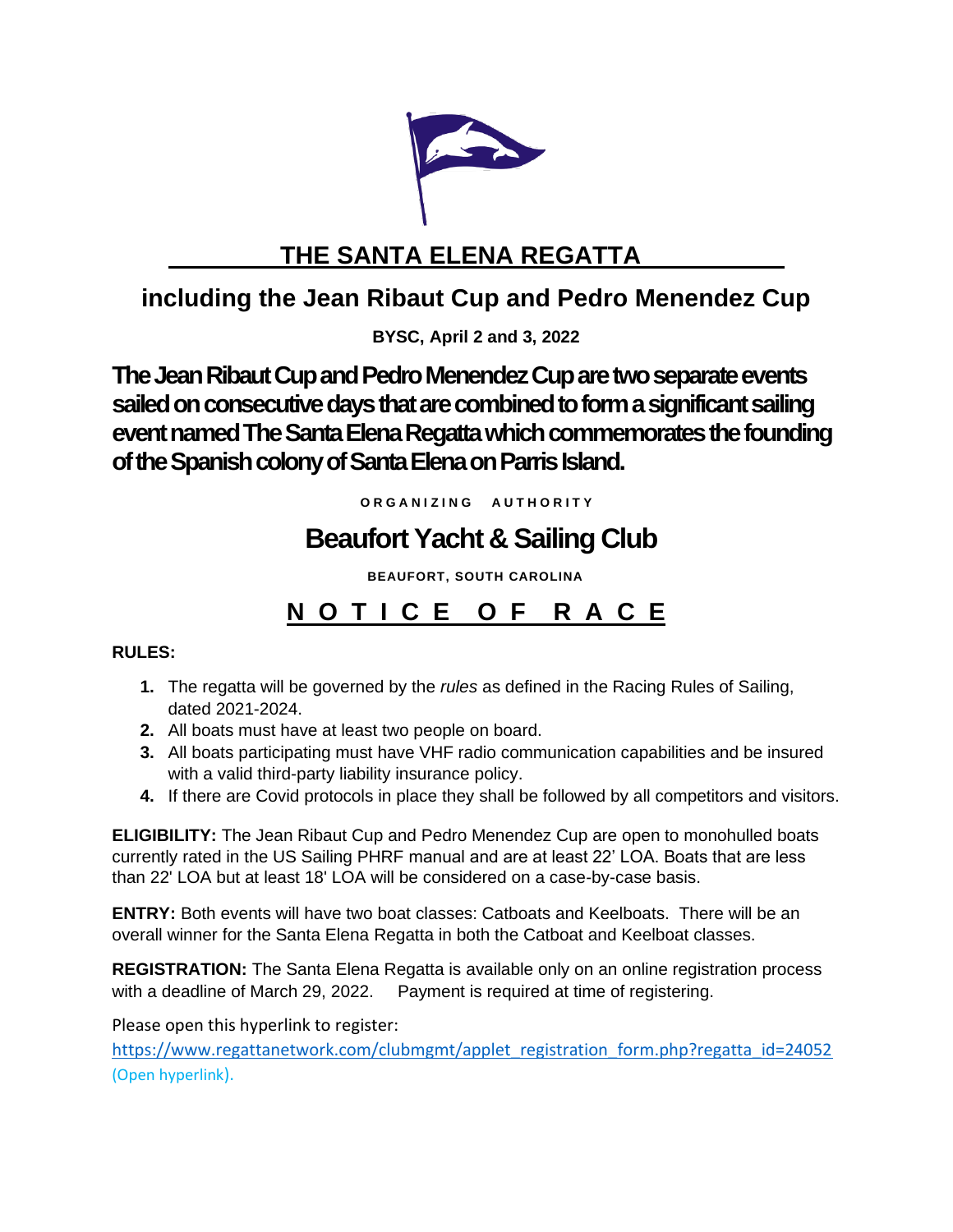# THE SANTA ELENA REGATTA

## including the Jean Ribaut Cup and Pedro Menendez Cup

**BYSC, April 2 and 3, 2022**

**The Jean Ribaut Cup and Pedro Menendez Cup are two separate events sailed on consecutive days that are combined to form a significant sailing event named The Santa Elena Regatta which commemorates the founding of the Spanish colony of Santa Elena on Parris Island.**

**ORGANIZING AUTHORITY**

## Beaufort Yacht & Sailing Club

**BEAUFORT, SOUTH CAROLINA**

# NOTICE OF RACE

**RULES:**

1. The regatta will be governed by the *rules* as defined in the Racing Rules of Sailing, dated 2021-2024.
2. All boats must have at least two people on board.
3. All boats participating must have VHF radio communication capabilities and be insured with a valid third-party liability insurance policy.
4. If there are Covid protocols in place they shall be followed by all competitors and visitors.

**ELIGIBILITY:** The Jean Ribaut Cup and Pedro Menendez Cup are open to monohulled boats currently rated in the US Sailing PHRF manual and are at least 22' LOA. Boats that are less than 22' LOA but at least 18' LOA will be considered on a case-by-case basis.

**ENTRY:** Both events will have two boat classes: Catboats and Keelboats. There will be an overall winner for the Santa Elena Regatta in both the Catboat and Keelboat classes.

**REGISTRATION:** The Santa Elena Regatta is available only on an online registration process with a deadline of March 29, 2022. Payment is required at time of registering.

Please open this hyperlink to register:
[https://www.regattanetwork.com/clubmgmt/applet_registration_form.php?regatta_id=24052](https://www.regattanetwork.com/clubmgmt/applet_registration_form.php?regatta_id=24052) (Open hyperlink).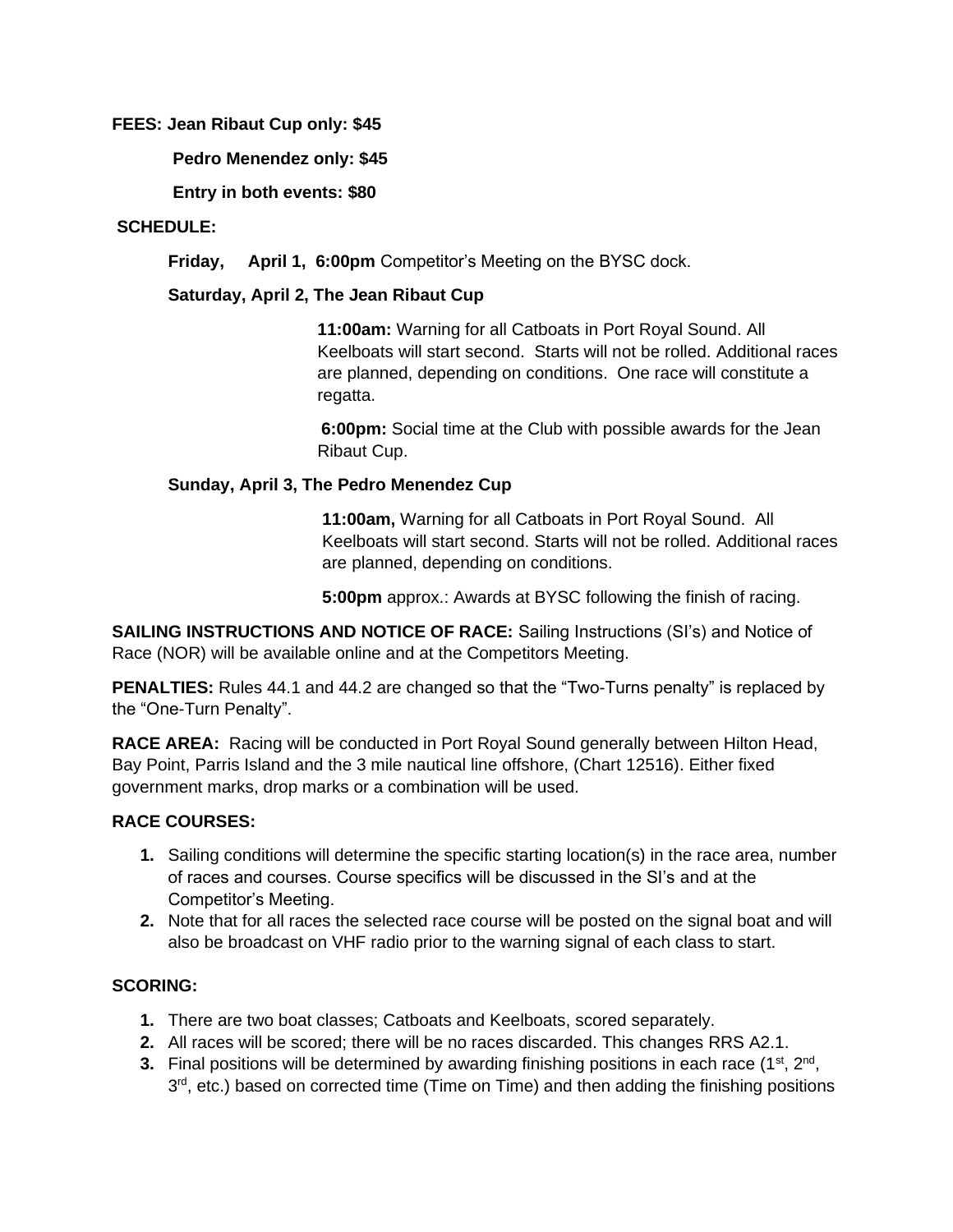**FEES: Jean Ribaut Cup only: $45**

**Pedro Menendez only: $45**

**Entry in both events: $80**

**SCHEDULE:**

**Friday, April 1, 6:00pm** Competitor's Meeting on the BYSC dock.

**Saturday, April 2, The Jean Ribaut Cup**

**11:00am:** Warning for all Catboats in Port Royal Sound. All Keelboats will start second. Starts will not be rolled. Additional races are planned, depending on conditions. One race will constitute a regatta.

**6:00pm:** Social time at the Club with possible awards for the Jean Ribaut Cup.

**Sunday, April 3, The Pedro Menendez Cup**

**11:00am,** Warning for all Catboats in Port Royal Sound. All Keelboats will start second. Starts will not be rolled. Additional races are planned, depending on conditions.

**5:00pm** approx.: Awards at BYSC following the finish of racing.

**SAILING INSTRUCTIONS AND NOTICE OF RACE:** Sailing Instructions (SI's) and Notice of Race (NOR) will be available online and at the Competitors Meeting.

**PENALTIES:** Rules 44.1 and 44.2 are changed so that the "Two-Turns penalty" is replaced by the "One-Turn Penalty".

**RACE AREA:** Racing will be conducted in Port Royal Sound generally between Hilton Head, Bay Point, Parris Island and the 3 mile nautical line offshore, (Chart 12516). Either fixed government marks, drop marks or a combination will be used.

**RACE COURSES:**

1. Sailing conditions will determine the specific starting location(s) in the race area, number of races and courses. Course specifics will be discussed in the SI's and at the Competitor's Meeting.
2. Note that for all races the selected race course will be posted on the signal boat and will also be broadcast on VHF radio prior to the warning signal of each class to start.

**SCORING:**

1. There are two boat classes; Catboats and Keelboats, scored separately.
2. All races will be scored; there will be no races discarded. This changes RRS A2.1.
3. Final positions will be determined by awarding finishing positions in each race (1st, 2nd, 3rd, etc.) based on corrected time (Time on Time) and then adding the finishing positions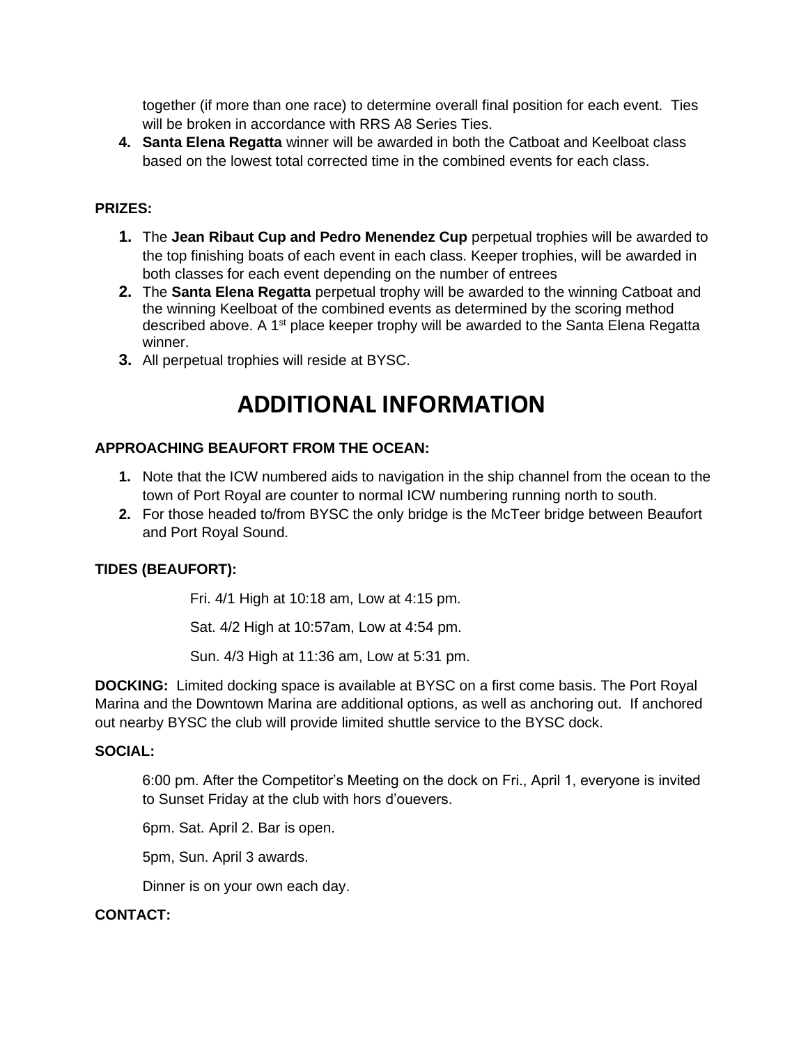together (if more than one race) to determine overall final position for each event. Ties will be broken in accordance with RRS A8 Series Ties.

4. **Santa Elena Regatta** winner will be awarded in both the Catboat and Keelboat class based on the lowest total corrected time in the combined events for each class.

**PRIZES:**

1. The **Jean Ribaut Cup and Pedro Menendez Cup** perpetual trophies will be awarded to the top finishing boats of each event in each class. Keeper trophies, will be awarded in both classes for each event depending on the number of entrees
2. The **Santa Elena Regatta** perpetual trophy will be awarded to the winning Catboat and the winning Keelboat of the combined events as determined by the scoring method described above. A 1st place keeper trophy will be awarded to the Santa Elena Regatta winner.
3. All perpetual trophies will reside at BYSC.

# ADDITIONAL INFORMATION

**APPROACHING BEAUFORT FROM THE OCEAN:**

1. Note that the ICW numbered aids to navigation in the ship channel from the ocean to the town of Port Royal are counter to normal ICW numbering running north to south.
2. For those headed to/from BYSC the only bridge is the McTeer bridge between Beaufort and Port Royal Sound.

**TIDES (BEAUFORT):**

Fri. 4/1 High at 10:18 am, Low at 4:15 pm.

Sat. 4/2 High at 10:57am, Low at 4:54 pm.

Sun. 4/3 High at 11:36 am, Low at 5:31 pm.

**DOCKING:** Limited docking space is available at BYSC on a first come basis. The Port Royal Marina and the Downtown Marina are additional options, as well as anchoring out. If anchored out nearby BYSC the club will provide limited shuttle service to the BYSC dock.

**SOCIAL:**

6:00 pm. After the Competitor's Meeting on the dock on Fri., April 1, everyone is invited to Sunset Friday at the club with hors d'ouevers.

6pm. Sat. April 2. Bar is open.

5pm, Sun. April 3 awards.

Dinner is on your own each day.

**CONTACT:**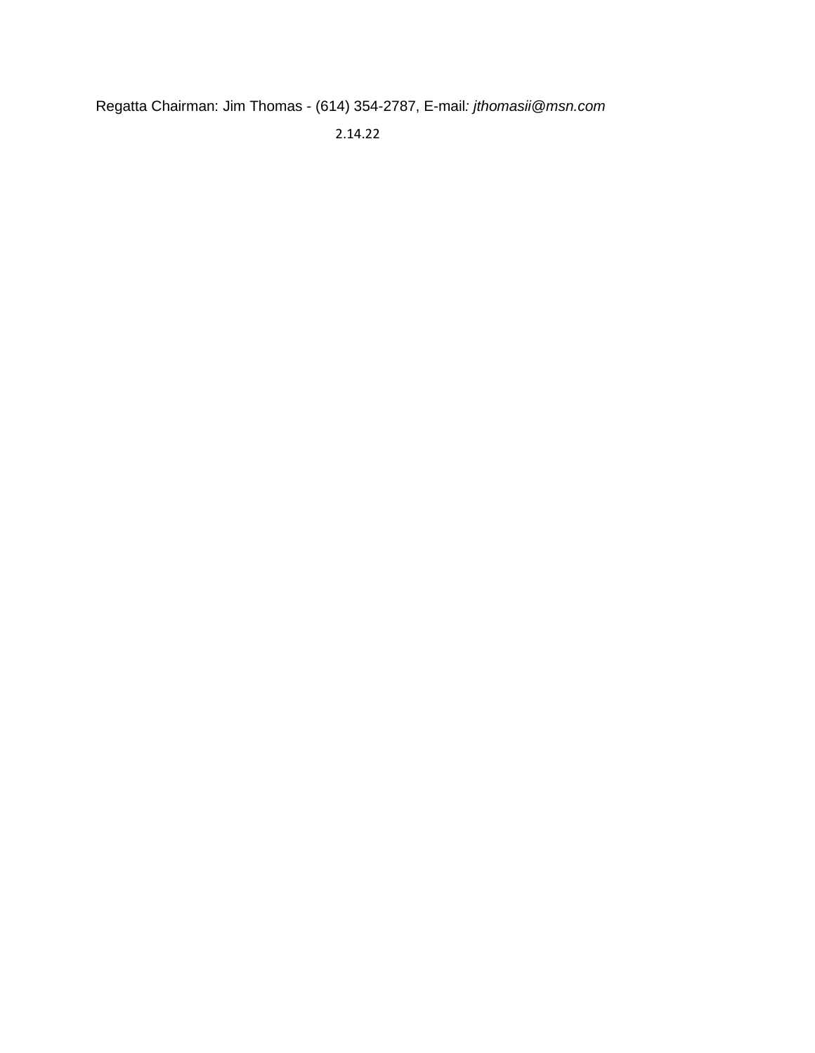Regatta Chairman: Jim Thomas - (614) 354-2787, E-mail*: jthomasii@msn.com*

2.14.22